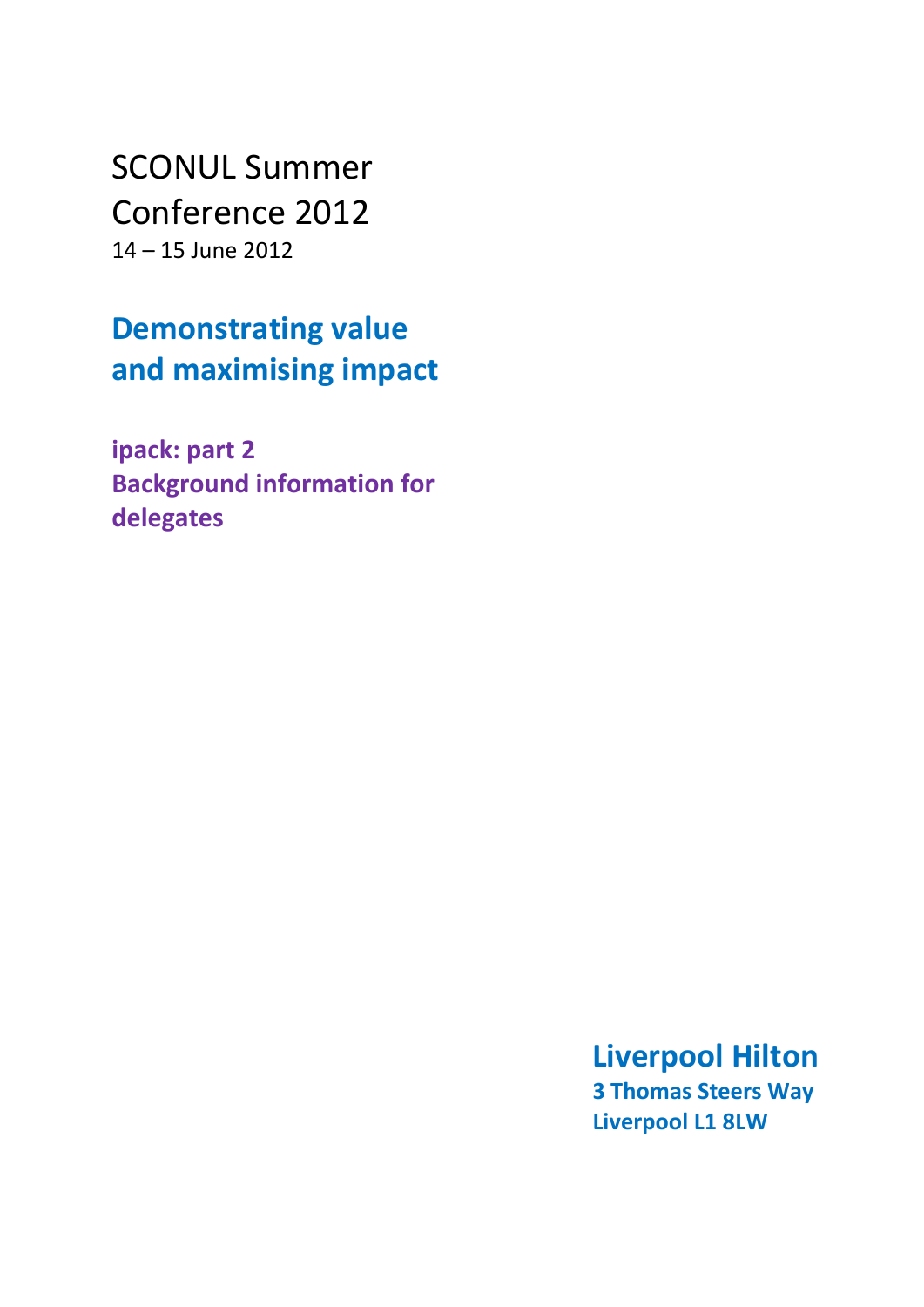# SCONUL Summer Conference 2012

14 – 15 June 2012

## Demonstrating value and maximising impact

### ipack: part 2
### Background information for delegates

**Liverpool Hilton**
**3 Thomas Steers Way**
**Liverpool L1 8LW**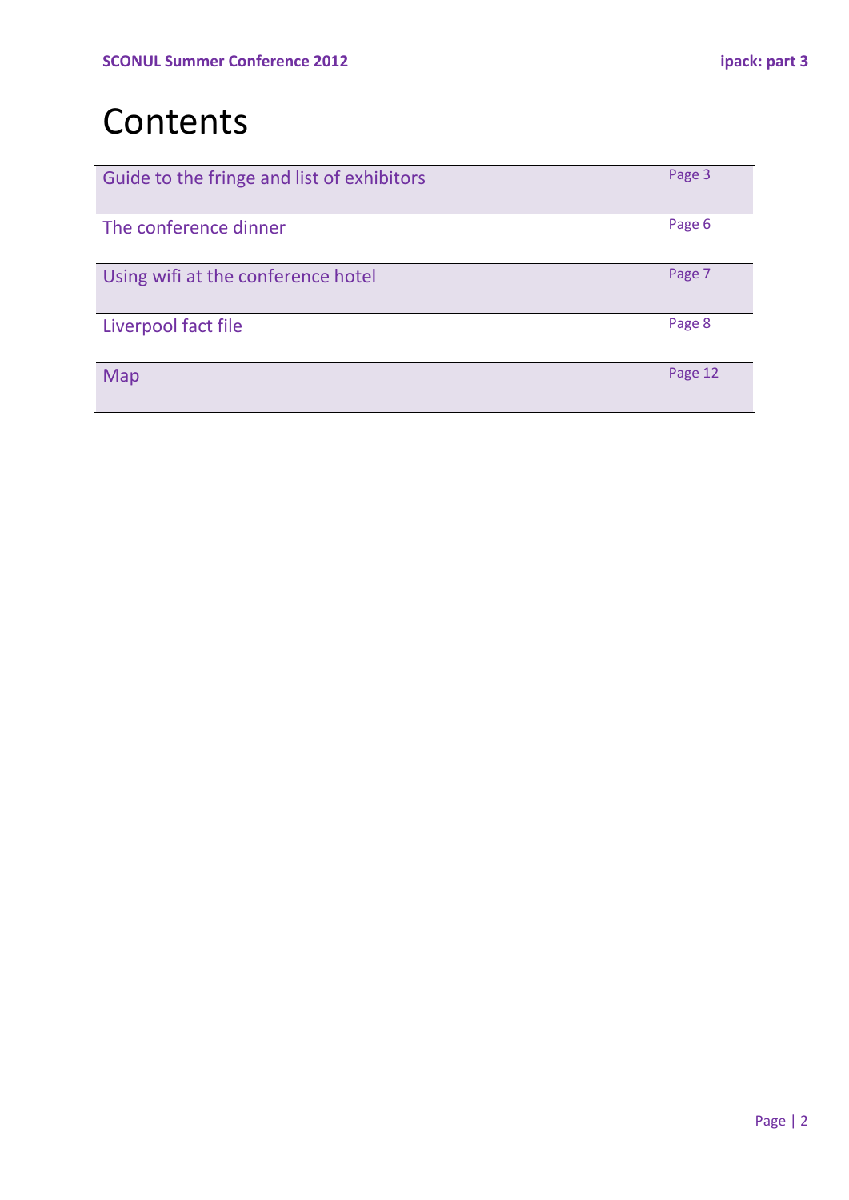# Contents

| | |
|---|---|
| Guide to the fringe and list of exhibitors | Page 3 |
| The conference dinner | Page 6 |
| Using wifi at the conference hotel | Page 7 |
| Liverpool fact file | Page 8 |
| Map | Page 12 |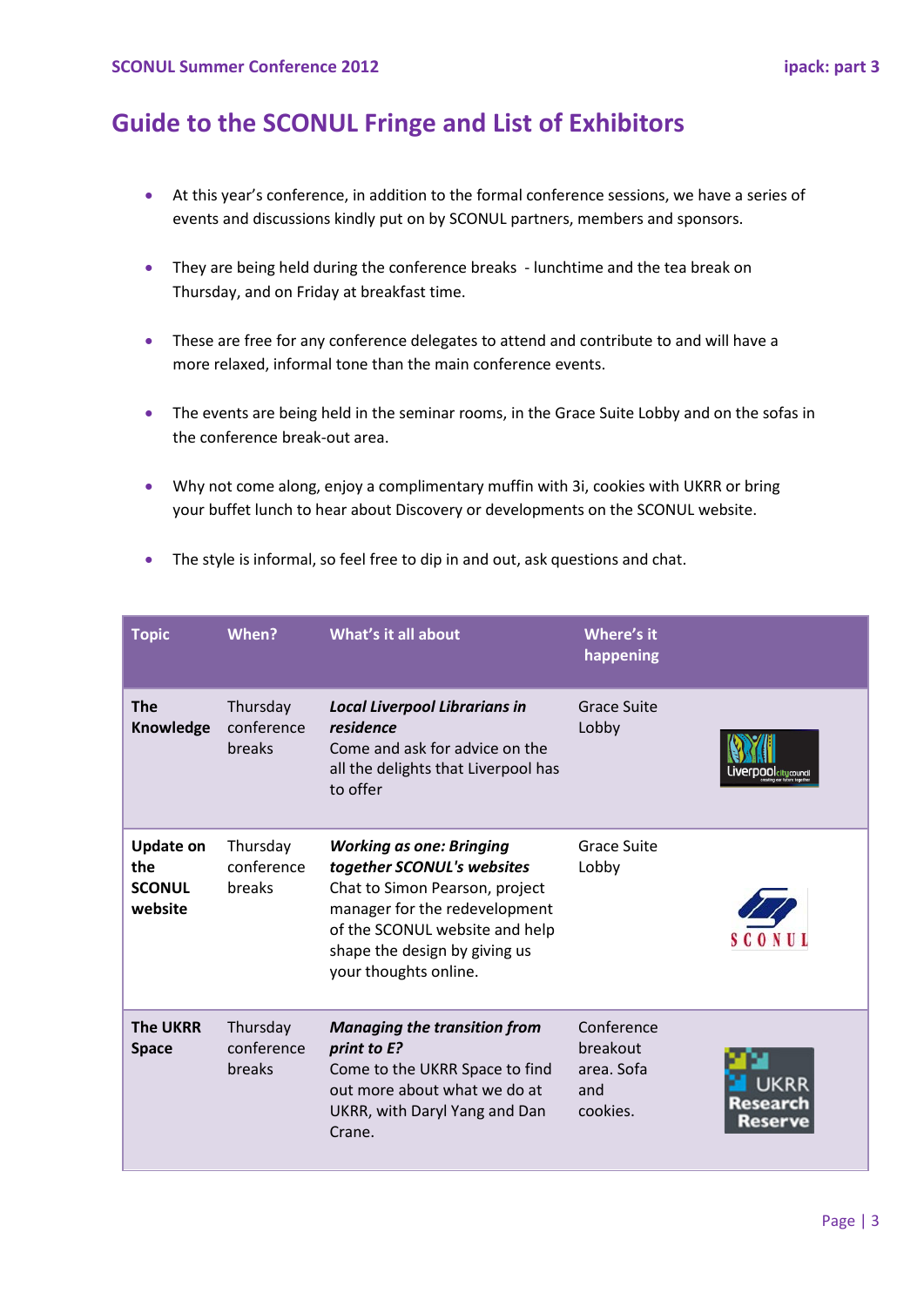# Guide to the SCONUL Fringe and List of Exhibitors

- At this year's conference, in addition to the formal conference sessions, we have a series of events and discussions kindly put on by SCONUL partners, members and sponsors.
- They are being held during the conference breaks - lunchtime and the tea break on Thursday, and on Friday at breakfast time.
- These are free for any conference delegates to attend and contribute to and will have a more relaxed, informal tone than the main conference events.
- The events are being held in the seminar rooms, in the Grace Suite Lobby and on the sofas in the conference break-out area.
- Why not come along, enjoy a complimentary muffin with 3i, cookies with UKRR or bring your buffet lunch to hear about Discovery or developments on the SCONUL website.
- The style is informal, so feel free to dip in and out, ask questions and chat.

| Topic | When? | What's it all about | Where's it happening |
|---|---|---|---|
| **The Knowledge** | Thursday conference breaks | ***Local Liverpool Librarians in residence*** Come and ask for advice on the all the delights that Liverpool has to offer | Grace Suite Lobby |
| **Update on the SCONUL website** | Thursday conference breaks | ***Working as one: Bringing together SCONUL's websites*** Chat to Simon Pearson, project manager for the redevelopment of the SCONUL website and help shape the design by giving us your thoughts online. | Grace Suite Lobby |
| **The UKRR Space** | Thursday conference breaks | ***Managing the transition from print to E?*** Come to the UKRR Space to find out more about what we do at UKRR, with Daryl Yang and Dan Crane. | Conference breakout area. Sofa and cookies. |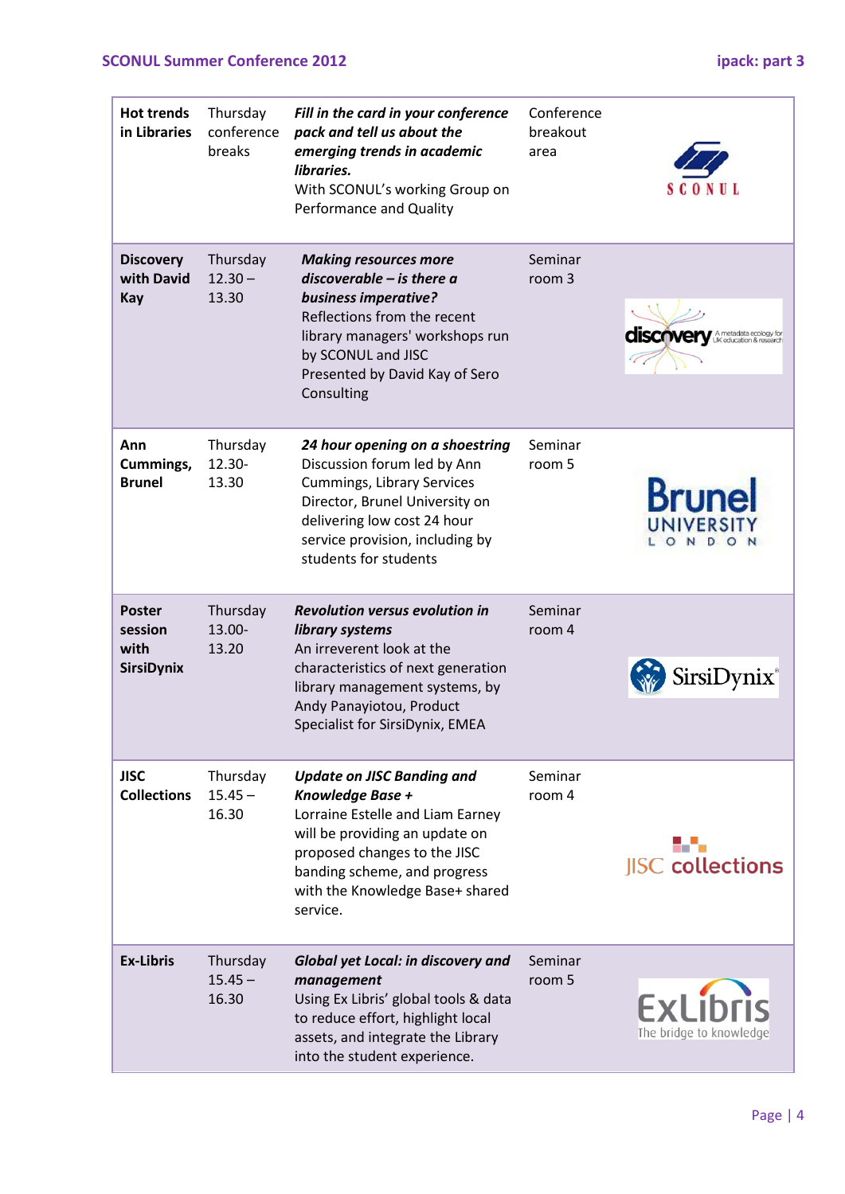| | | | | |
|---|---|---|---|---|
| **Hot trends in Libraries** | Thursday conference breaks | ***Fill in the card in your conference pack and tell us about the emerging trends in academic libraries.*** With SCONUL's working Group on Performance and Quality | Conference breakout area | SCONUL |
| **Discovery with David Kay** | Thursday 12.30 – 13.30 | ***Making resources more discoverable – is there a business imperative?*** Reflections from the recent library managers' workshops run by SCONUL and JISC Presented by David Kay of Sero Consulting | Seminar room 3 | discovery A metadata ecology for UK education & research |
| **Ann Cummings, Brunel** | Thursday 12.30- 13.30 | ***24 hour opening on a shoestring*** Discussion forum led by Ann Cummings, Library Services Director, Brunel University on delivering low cost 24 hour service provision, including by students for students | Seminar room 5 | Brunel UNIVERSITY LONDON |
| **Poster session with SirsiDynix** | Thursday 13.00- 13.20 | ***Revolution versus evolution in library systems*** An irreverent look at the characteristics of next generation library management systems, by Andy Panayiotou, Product Specialist for SirsiDynix, EMEA | Seminar room 4 | SirsiDynix |
| **JISC Collections** | Thursday 15.45 – 16.30 | ***Update on JISC Banding and Knowledge Base +*** Lorraine Estelle and Liam Earney will be providing an update on proposed changes to the JISC banding scheme, and progress with the Knowledge Base+ shared service. | Seminar room 4 | JISC collections |
| **Ex-Libris** | Thursday 15.45 – 16.30 | ***Global yet Local: in discovery and management*** Using Ex Libris' global tools & data to reduce effort, highlight local assets, and integrate the Library into the student experience. | Seminar room 5 | ExLibris The bridge to knowledge |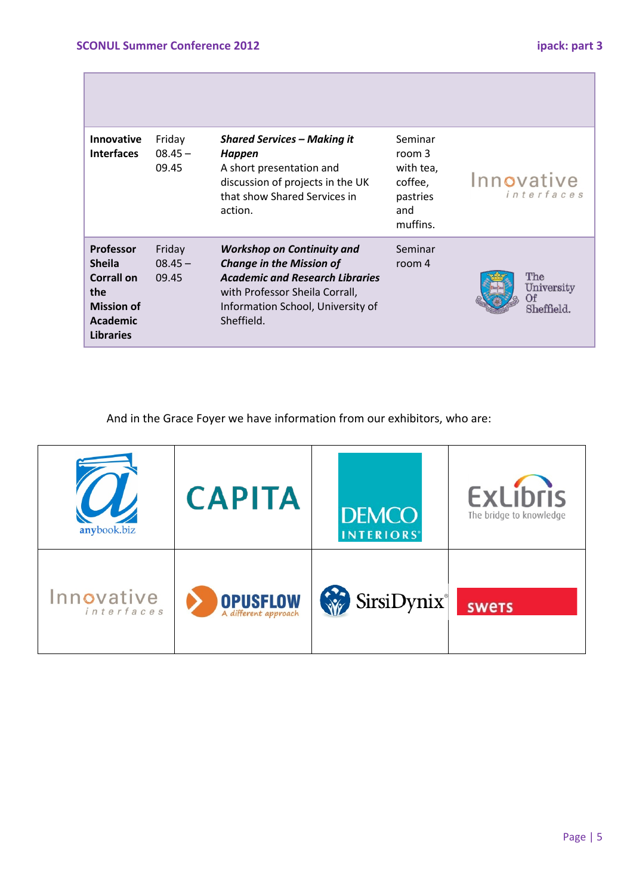| | | | | |
|---|---|---|---|---|
| **Innovative Interfaces** | Friday 08.45 – 09.45 | ***Shared Services – Making it Happen*** A short presentation and discussion of projects in the UK that show Shared Services in action. | Seminar room 3 with tea, coffee, pastries and muffins. | Innovative interfaces |
| **Professor Sheila Corrall on the Mission of Academic Libraries** | Friday 08.45 – 09.45 | ***Workshop on Continuity and Change in the Mission of Academic and Research Libraries*** with Professor Sheila Corrall, Information School, University of Sheffield. | Seminar room 4 | The University Of Sheffield. |

And in the Grace Foyer we have information from our exhibitors, who are:

| | | | |
|---|---|---|---|
| anybook.biz | CAPITA | DEMCO INTERIORS | ExLibris The bridge to knowledge |
| Innovative interfaces | OPUSFLOW A different approach | SirsiDynix | swets |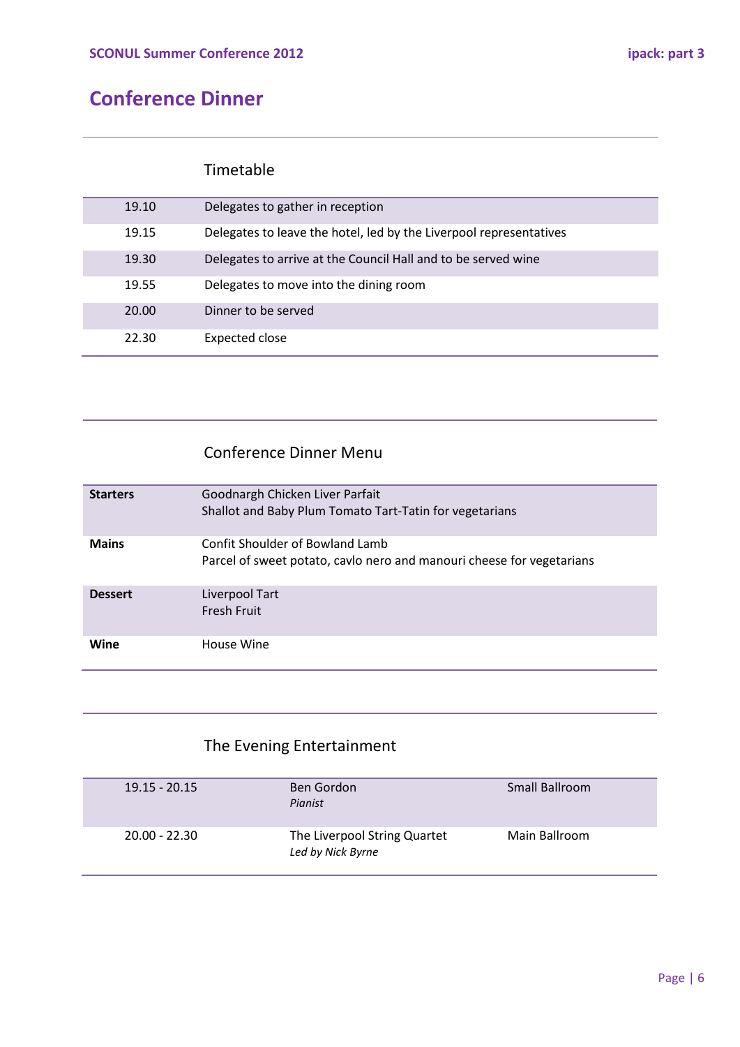# Conference Dinner

## Timetable

| | |
|---|---|
| 19.10 | Delegates to gather in reception |
| 19.15 | Delegates to leave the hotel, led by the Liverpool representatives |
| 19.30 | Delegates to arrive at the Council Hall and to be served wine |
| 19.55 | Delegates to move into the dining room |
| 20.00 | Dinner to be served |
| 22.30 | Expected close |

## Conference Dinner Menu

| | |
|---|---|
| **Starters** | Goodnargh Chicken Liver Parfait<br>Shallot and Baby Plum Tomato Tart-Tatin for vegetarians |
| **Mains** | Confit Shoulder of Bowland Lamb<br>Parcel of sweet potato, cavlo nero and manouri cheese for vegetarians |
| **Dessert** | Liverpool Tart<br>Fresh Fruit |
| **Wine** | House Wine |

## The Evening Entertainment

| | | |
|---|---|---|
| 19.15 - 20.15 | Ben Gordon<br>*Pianist* | Small Ballroom |
| 20.00 - 22.30 | The Liverpool String Quartet<br>*Led by Nick Byrne* | Main Ballroom |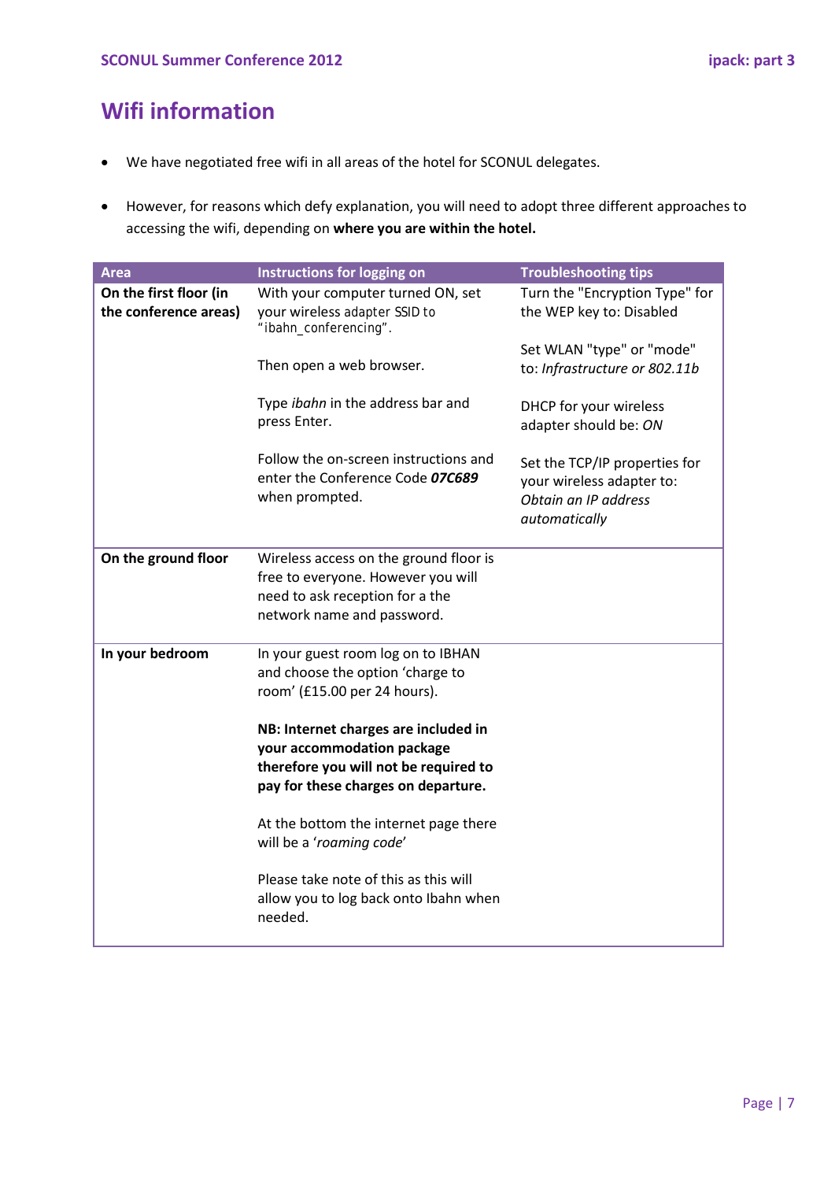# Wifi information

- We have negotiated free wifi in all areas of the hotel for SCONUL delegates.
- However, for reasons which defy explanation, you will need to adopt three different approaches to accessing the wifi, depending on **where you are within the hotel.**

| Area | Instructions for logging on | Troubleshooting tips |
|---|---|---|
| **On the first floor (in the conference areas)** | With your computer turned ON, set your wireless adapter SSID to "ibahn_conferencing".<br><br>Then open a web browser.<br><br>Type *ibahn* in the address bar and press Enter.<br><br>Follow the on-screen instructions and enter the Conference Code ***07C689*** when prompted. | Turn the "Encryption Type" for the WEP key to: Disabled<br><br>Set WLAN "type" or "mode" to: *Infrastructure or 802.11b*<br><br>DHCP for your wireless adapter should be: *ON*<br><br>Set the TCP/IP properties for your wireless adapter to: *Obtain an IP address automatically* |
| **On the ground floor** | Wireless access on the ground floor is free to everyone. However you will need to ask reception for a the network name and password. | |
| **In your bedroom** | In your guest room log on to IBHAN and choose the option 'charge to room' (£15.00 per 24 hours).<br><br>**NB: Internet charges are included in your accommodation package therefore you will not be required to pay for these charges on departure.**<br><br>At the bottom the internet page there will be a '*roaming code*'<br><br>Please take note of this as this will allow you to log back onto Ibahn when needed. | |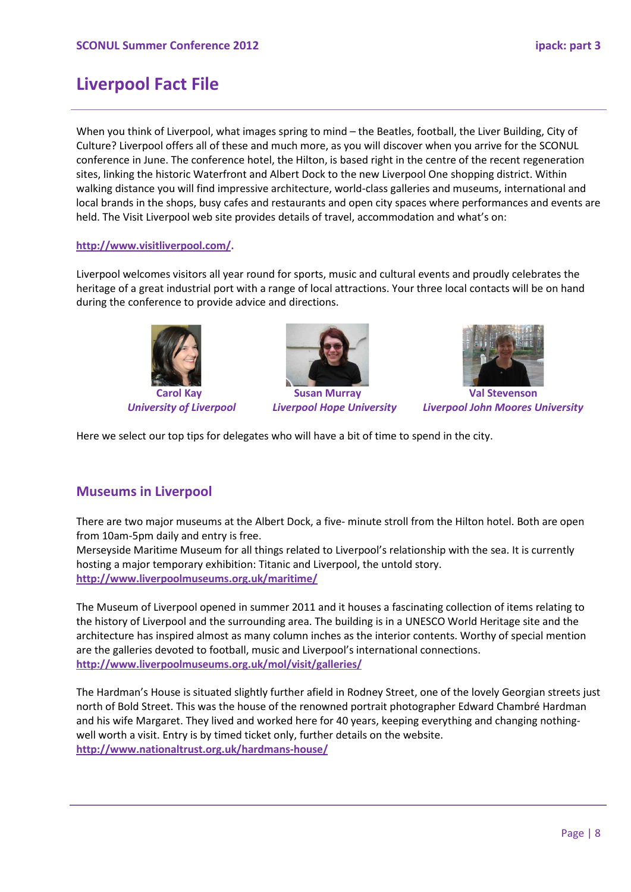# Liverpool Fact File

When you think of Liverpool, what images spring to mind – the Beatles, football, the Liver Building, City of Culture? Liverpool offers all of these and much more, as you will discover when you arrive for the SCONUL conference in June. The conference hotel, the Hilton, is based right in the centre of the recent regeneration sites, linking the historic Waterfront and Albert Dock to the new Liverpool One shopping district. Within walking distance you will find impressive architecture, world-class galleries and museums, international and local brands in the shops, busy cafes and restaurants and open city spaces where performances and events are held. The Visit Liverpool web site provides details of travel, accommodation and what's on:

**http://www.visitliverpool.com/.**

Liverpool welcomes visitors all year round for sports, music and cultural events and proudly celebrates the heritage of a great industrial port with a range of local attractions. Your three local contacts will be on hand during the conference to provide advice and directions.

**Carol Kay**
***University of Liverpool***

**Susan Murray**
***Liverpool Hope University***

**Val Stevenson**
***Liverpool John Moores University***

Here we select our top tips for delegates who will have a bit of time to spend in the city.

## Museums in Liverpool

There are two major museums at the Albert Dock, a five- minute stroll from the Hilton hotel. Both are open from 10am-5pm daily and entry is free.
Merseyside Maritime Museum for all things related to Liverpool's relationship with the sea. It is currently hosting a major temporary exhibition: Titanic and Liverpool, the untold story.
**http://www.liverpoolmuseums.org.uk/maritime/**

The Museum of Liverpool opened in summer 2011 and it houses a fascinating collection of items relating to the history of Liverpool and the surrounding area. The building is in a UNESCO World Heritage site and the architecture has inspired almost as many column inches as the interior contents. Worthy of special mention are the galleries devoted to football, music and Liverpool's international connections.
**http://www.liverpoolmuseums.org.uk/mol/visit/galleries/**

The Hardman's House is situated slightly further afield in Rodney Street, one of the lovely Georgian streets just north of Bold Street. This was the house of the renowned portrait photographer Edward Chambré Hardman and his wife Margaret. They lived and worked here for 40 years, keeping everything and changing nothing- well worth a visit. Entry is by timed ticket only, further details on the website.
**http://www.nationaltrust.org.uk/hardmans-house/**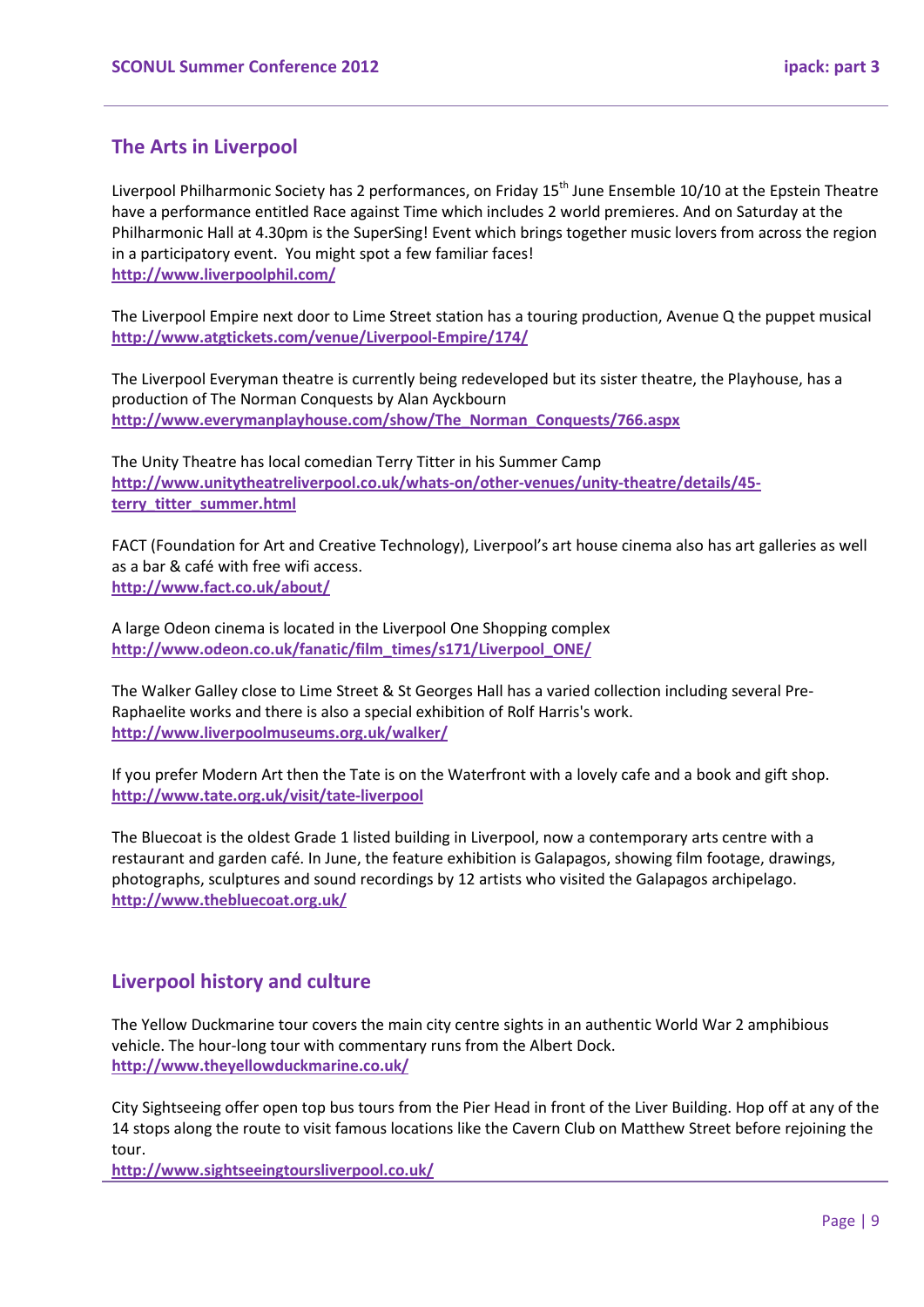## The Arts in Liverpool

Liverpool Philharmonic Society has 2 performances, on Friday 15th June Ensemble 10/10 at the Epstein Theatre have a performance entitled Race against Time which includes 2 world premieres. And on Saturday at the Philharmonic Hall at 4.30pm is the SuperSing! Event which brings together music lovers from across the region in a participatory event. You might spot a few familiar faces!
**http://www.liverpoolphil.com/**

The Liverpool Empire next door to Lime Street station has a touring production, Avenue Q the puppet musical
**http://www.atgtickets.com/venue/Liverpool-Empire/174/**

The Liverpool Everyman theatre is currently being redeveloped but its sister theatre, the Playhouse, has a production of The Norman Conquests by Alan Ayckbourn
**http://www.everymanplayhouse.com/show/The_Norman_Conquests/766.aspx**

The Unity Theatre has local comedian Terry Titter in his Summer Camp
**http://www.unitytheatreliverpool.co.uk/whats-on/other-venues/unity-theatre/details/45-terry_titter_summer.html**

FACT (Foundation for Art and Creative Technology), Liverpool's art house cinema also has art galleries as well as a bar & café with free wifi access.
**http://www.fact.co.uk/about/**

A large Odeon cinema is located in the Liverpool One Shopping complex
**http://www.odeon.co.uk/fanatic/film_times/s171/Liverpool_ONE/**

The Walker Galley close to Lime Street & St Georges Hall has a varied collection including several Pre-Raphaelite works and there is also a special exhibition of Rolf Harris's work.
**http://www.liverpoolmuseums.org.uk/walker/**

If you prefer Modern Art then the Tate is on the Waterfront with a lovely cafe and a book and gift shop.
**http://www.tate.org.uk/visit/tate-liverpool**

The Bluecoat is the oldest Grade 1 listed building in Liverpool, now a contemporary arts centre with a restaurant and garden café. In June, the feature exhibition is Galapagos, showing film footage, drawings, photographs, sculptures and sound recordings by 12 artists who visited the Galapagos archipelago.
**http://www.thebluecoat.org.uk/**

## Liverpool history and culture

The Yellow Duckmarine tour covers the main city centre sights in an authentic World War 2 amphibious vehicle. The hour-long tour with commentary runs from the Albert Dock.
**http://www.theyellowduckmarine.co.uk/**

City Sightseeing offer open top bus tours from the Pier Head in front of the Liver Building. Hop off at any of the 14 stops along the route to visit famous locations like the Cavern Club on Matthew Street before rejoining the tour.
**http://www.sightseeingtoursliverpool.co.uk/**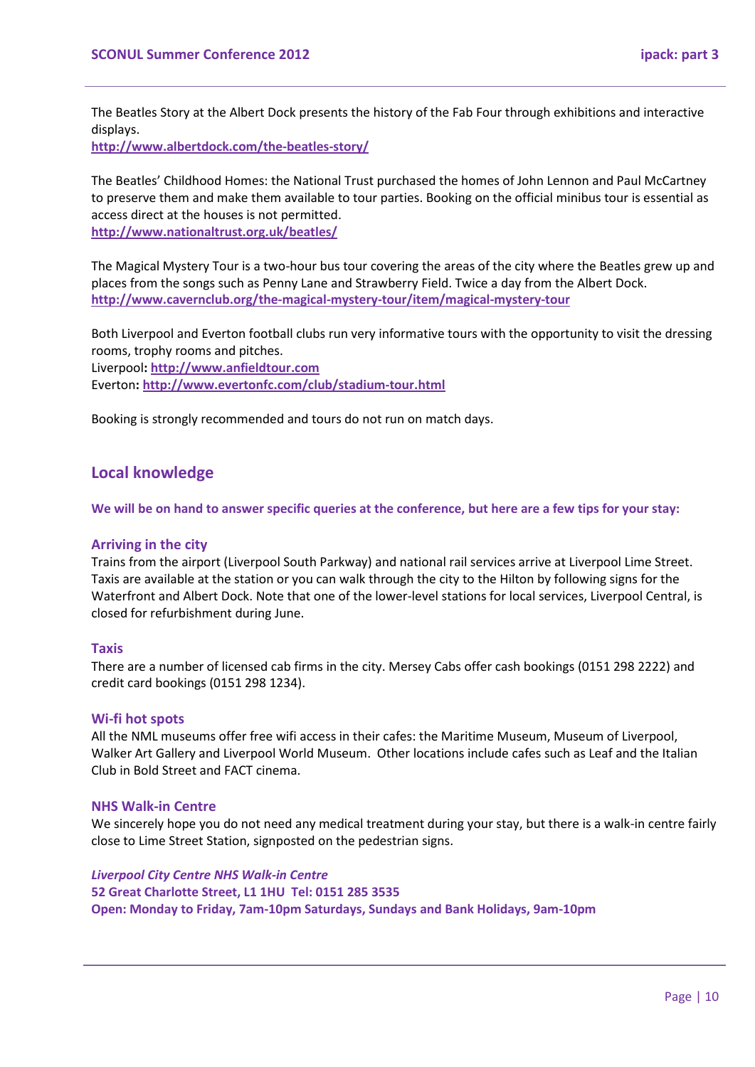The Beatles Story at the Albert Dock presents the history of the Fab Four through exhibitions and interactive displays.
**http://www.albertdock.com/the-beatles-story/**

The Beatles' Childhood Homes: the National Trust purchased the homes of John Lennon and Paul McCartney to preserve them and make them available to tour parties. Booking on the official minibus tour is essential as access direct at the houses is not permitted.
**http://www.nationaltrust.org.uk/beatles/**

The Magical Mystery Tour is a two-hour bus tour covering the areas of the city where the Beatles grew up and places from the songs such as Penny Lane and Strawberry Field. Twice a day from the Albert Dock.
**http://www.cavernclub.org/the-magical-mystery-tour/item/magical-mystery-tour**

Both Liverpool and Everton football clubs run very informative tours with the opportunity to visit the dressing rooms, trophy rooms and pitches.
Liverpool**: http://www.anfieldtour.com**
Everton**: http://www.evertonfc.com/club/stadium-tour.html**

Booking is strongly recommended and tours do not run on match days.

## Local knowledge

**We will be on hand to answer specific queries at the conference, but here are a few tips for your stay:**

### Arriving in the city

Trains from the airport (Liverpool South Parkway) and national rail services arrive at Liverpool Lime Street. Taxis are available at the station or you can walk through the city to the Hilton by following signs for the Waterfront and Albert Dock. Note that one of the lower-level stations for local services, Liverpool Central, is closed for refurbishment during June.

### Taxis

There are a number of licensed cab firms in the city. Mersey Cabs offer cash bookings (0151 298 2222) and credit card bookings (0151 298 1234).

### Wi-fi hot spots

All the NML museums offer free wifi access in their cafes: the Maritime Museum, Museum of Liverpool, Walker Art Gallery and Liverpool World Museum. Other locations include cafes such as Leaf and the Italian Club in Bold Street and FACT cinema.

### NHS Walk-in Centre

We sincerely hope you do not need any medical treatment during your stay, but there is a walk-in centre fairly close to Lime Street Station, signposted on the pedestrian signs.

***Liverpool City Centre NHS Walk-in Centre***
**52 Great Charlotte Street, L1 1HU Tel: 0151 285 3535**
**Open: Monday to Friday, 7am-10pm Saturdays, Sundays and Bank Holidays, 9am-10pm**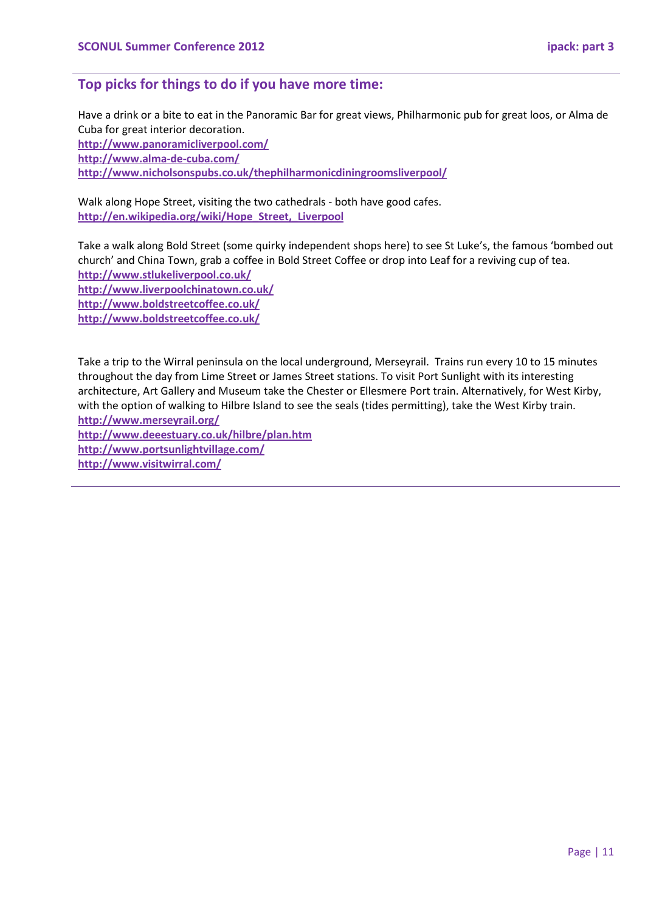## Top picks for things to do if you have more time:

Have a drink or a bite to eat in the Panoramic Bar for great views, Philharmonic pub for great loos, or Alma de Cuba for great interior decoration.
**http://www.panoramicliverpool.com/**
**http://www.alma-de-cuba.com/**
**http://www.nicholsonspubs.co.uk/thephilharmonicdiningroomsliverpool/**

Walk along Hope Street, visiting the two cathedrals - both have good cafes.
**http://en.wikipedia.org/wiki/Hope_Street,_Liverpool**

Take a walk along Bold Street (some quirky independent shops here) to see St Luke's, the famous 'bombed out church' and China Town, grab a coffee in Bold Street Coffee or drop into Leaf for a reviving cup of tea.
**http://www.stlukeliverpool.co.uk/**
**http://www.liverpoolchinatown.co.uk/**
**http://www.boldstreetcoffee.co.uk/**
**http://www.boldstreetcoffee.co.uk/**

Take a trip to the Wirral peninsula on the local underground, Merseyrail. Trains run every 10 to 15 minutes throughout the day from Lime Street or James Street stations. To visit Port Sunlight with its interesting architecture, Art Gallery and Museum take the Chester or Ellesmere Port train. Alternatively, for West Kirby, with the option of walking to Hilbre Island to see the seals (tides permitting), take the West Kirby train.
**http://www.merseyrail.org/**
**http://www.deeestuary.co.uk/hilbre/plan.htm**
**http://www.portsunlightvillage.com/**
**http://www.visitwirral.com/**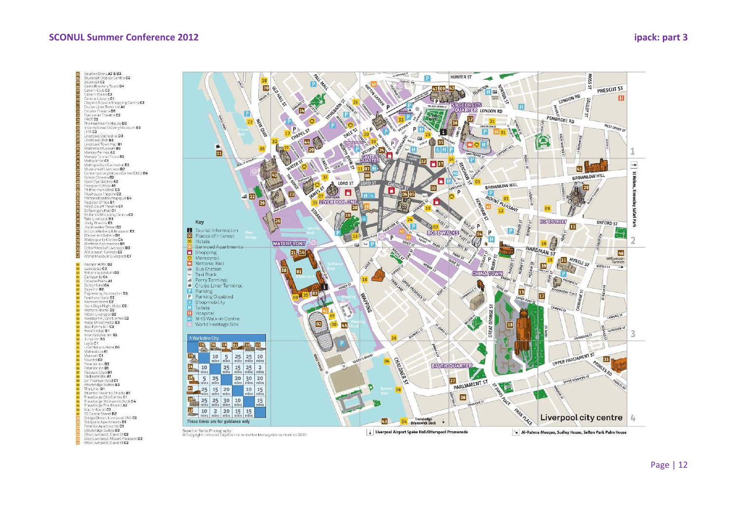Beatles Story A2 & B3
Bluecoat Display Centre C2
Bluecoat C2
Cains Brewery Tours D4
Cavern Club C2
Cavern Walks C2
Central Library C1
Clayton Square Shopping Centre C2
Cruise Liner Terminal A1
Empire Theatre D1
Everyman Theatre E2
FACT D2
The Hardman's House D3
International Slavery Museum B3
LIPA E3
Liverpool Cathedral D3
Liverpool ONE B2
Liverpool Town Hall B1
Maritime Museum B3
Mersey Ferries A2
Mersey Tunnel Tours B2
Metquarter C1
Metropolitan Cathedral E2
Museum of Liverpool B2
Contemporary Urban Centre (CUC) D4
Odeon Cinema B2
Open Eye Gallery A2
Passport Office A1
Philharmonic Hall E3
Playhouse Theatre C2
Princes Road Synagogue E4
Register Office B1
Royal Court Theatre C1
St George's Hall D1
St Johns Shopping Centre C2
Tate Liverpool B3
Unity Theatre E3
Underwater Street B2
Victoria Gallery & Museum E2
Walker Art Gallery D1
Watersports Centre C4
Western Approaches B1
Echo Wheel of Liverpool B3
Williamson Tunnels E3
World Museum Liverpool C1

Aachen Hotel D2
Base2stay C2
Britannia Adelphi D2
Campanile C4
Crowne Plaza A1
Dolby Hotel C4
Days Inn B2
Express by Holiday Inn B3
Feathers Hotel E2
Hanover Hotel C2
Hard Days Night Hotel C2
Hatters Hostel D2
Hilton Liverpool B2
Holiday Inn, City Centre D2
Hope Street Hotel E3
Ibis/Formule 1 C3
Hotel Indigo B1
International Inn E2
Jurys Inn B3
Layla C1
Lord Nelson Hotel D1
Malmaison A1
Marriott C1
Novotel C2
Premier Inn B3
Premier Inn B1
Racquet Club B1
Radisson Blu A1
Sir Thomas Hotel C1
Staybridge Suites B3
The Liner D1
Atlantic Tower by Thistle B1
Travelodge City Centre C1
Travelodge Brunswick Dock C4
Travelodge The Strand A2
Youth Hostel C3
62 Castle Street B2
BridgeStreet, Liverpool ONE C2
Bridgeport Apartments D1
Premier Apartments C1
Staybridge Suites B3
Stay Liverpool, Duke St C2
Stay Liverpool, Mount Pleasant D2
Stay Liverpool, Duke St C2

**Key**

- Tourist Information
- Places of Interest
- Hotels
- Serviced Apartments
- Shopping
- Merseyrail
- National Rail
- Bus Station
- Taxi Rank
- Ferry Terminal
- Cruise Liner Terminal
- Parking
- Parking Disabled
- Shopmobility
- Toilets
- Hospital
- NHS Walk-in Centre
- World Heritage Site

**A Walkable City**

| | 23 | 36 | 18 | 01 | 20 | 17 |
|---|---|---|---|---|---|---|
| 23 | | 10 mins | 5 mins | 25 mins | 25 mins | 10 mins |
| 36 | 10 mins | | 25 mins | 15 mins | 25 mins | 2 mins |
| 18 | 5 mins | 25 mins | | 20 mins | 30 mins | 20 mins |
| 01 | 25 mins | 15 mins | 20 mins | | 10 mins | 15 mins |
| 20 | 25 mins | 25 mins | 30 mins | 10 mins | | 15 mins |
| 17 | 10 mins | 2 mins | 20 mins | 15 mins | 15 mins | |

These times are for guidance only

Liverpool city centre

Based on Aerial Photography.
© Copyright Liverpool City Council and other Merseyside authorities 2012.

↓ Liverpool Airport Speke Hall/Otterspool Promenade

↘ Al-Rahma Mosque, Sudley House, Sefton Park Palm House

→ St Helens, Knowsley Safari Park